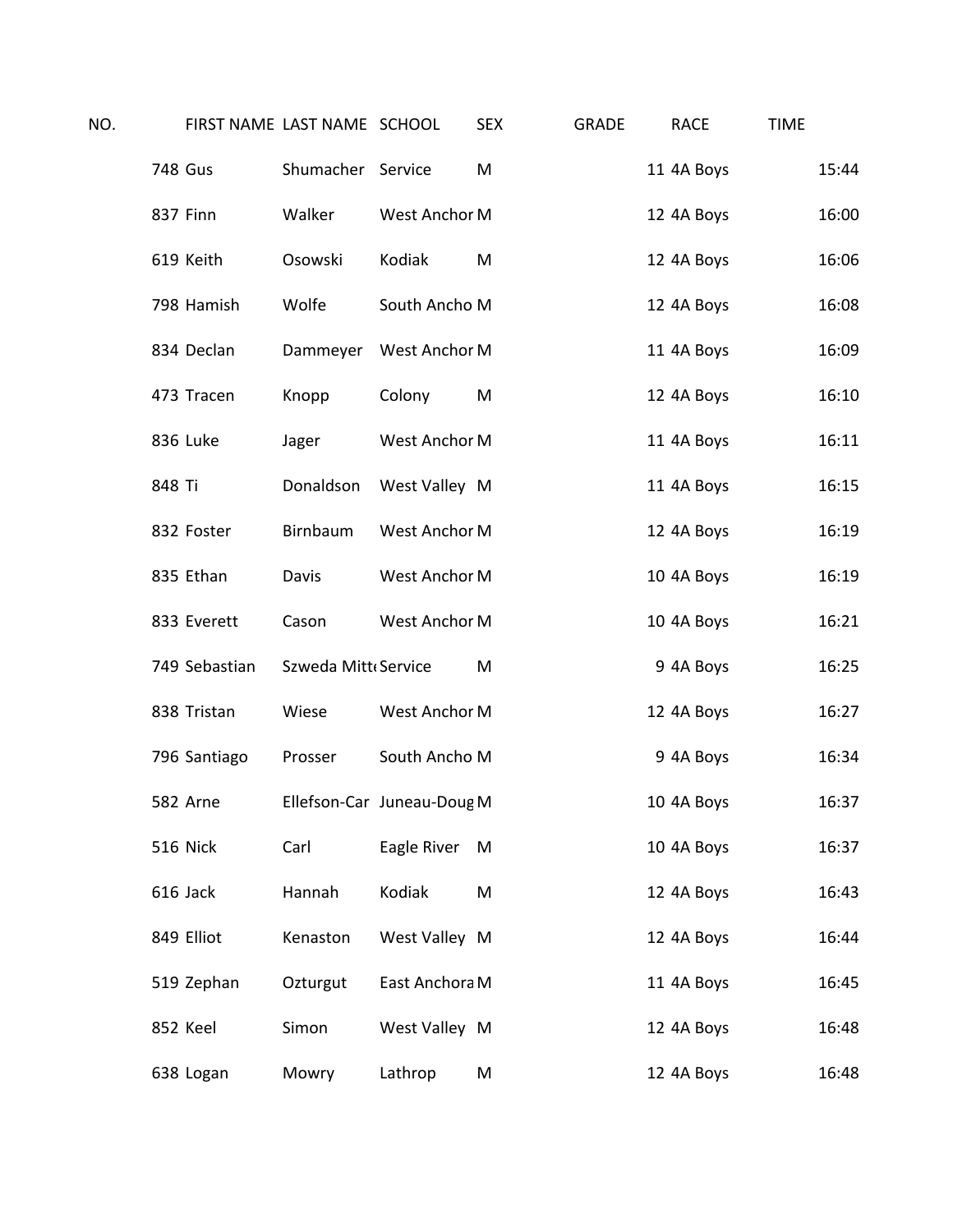| NO. | FIRST NAME | LAST NAME | SCHOOL | SEX | GRADE | RACE | TIME |
|---|---|---|---|---|---|---|---|
| 748 | Gus | Shumacher | Service | M | 11 | 4A Boys | 15:44 |
| 837 | Finn | Walker | West Anchor | M | 12 | 4A Boys | 16:00 |
| 619 | Keith | Osowski | Kodiak | M | 12 | 4A Boys | 16:06 |
| 798 | Hamish | Wolfe | South Ancho | M | 12 | 4A Boys | 16:08 |
| 834 | Declan | Dammeyer | West Anchor | M | 11 | 4A Boys | 16:09 |
| 473 | Tracen | Knopp | Colony | M | 12 | 4A Boys | 16:10 |
| 836 | Luke | Jager | West Anchor | M | 11 | 4A Boys | 16:11 |
| 848 | Ti | Donaldson | West Valley | M | 11 | 4A Boys | 16:15 |
| 832 | Foster | Birnbaum | West Anchor | M | 12 | 4A Boys | 16:19 |
| 835 | Ethan | Davis | West Anchor | M | 10 | 4A Boys | 16:19 |
| 833 | Everett | Cason | West Anchor | M | 10 | 4A Boys | 16:21 |
| 749 | Sebastian | Szweda Mitt | Service | M | 9 | 4A Boys | 16:25 |
| 838 | Tristan | Wiese | West Anchor | M | 12 | 4A Boys | 16:27 |
| 796 | Santiago | Prosser | South Ancho | M | 9 | 4A Boys | 16:34 |
| 582 | Arne | Ellefson-Car | Juneau-Doug | M | 10 | 4A Boys | 16:37 |
| 516 | Nick | Carl | Eagle River | M | 10 | 4A Boys | 16:37 |
| 616 | Jack | Hannah | Kodiak | M | 12 | 4A Boys | 16:43 |
| 849 | Elliot | Kenaston | West Valley | M | 12 | 4A Boys | 16:44 |
| 519 | Zephan | Ozturgut | East Anchora | M | 11 | 4A Boys | 16:45 |
| 852 | Keel | Simon | West Valley | M | 12 | 4A Boys | 16:48 |
| 638 | Logan | Mowry | Lathrop | M | 12 | 4A Boys | 16:48 |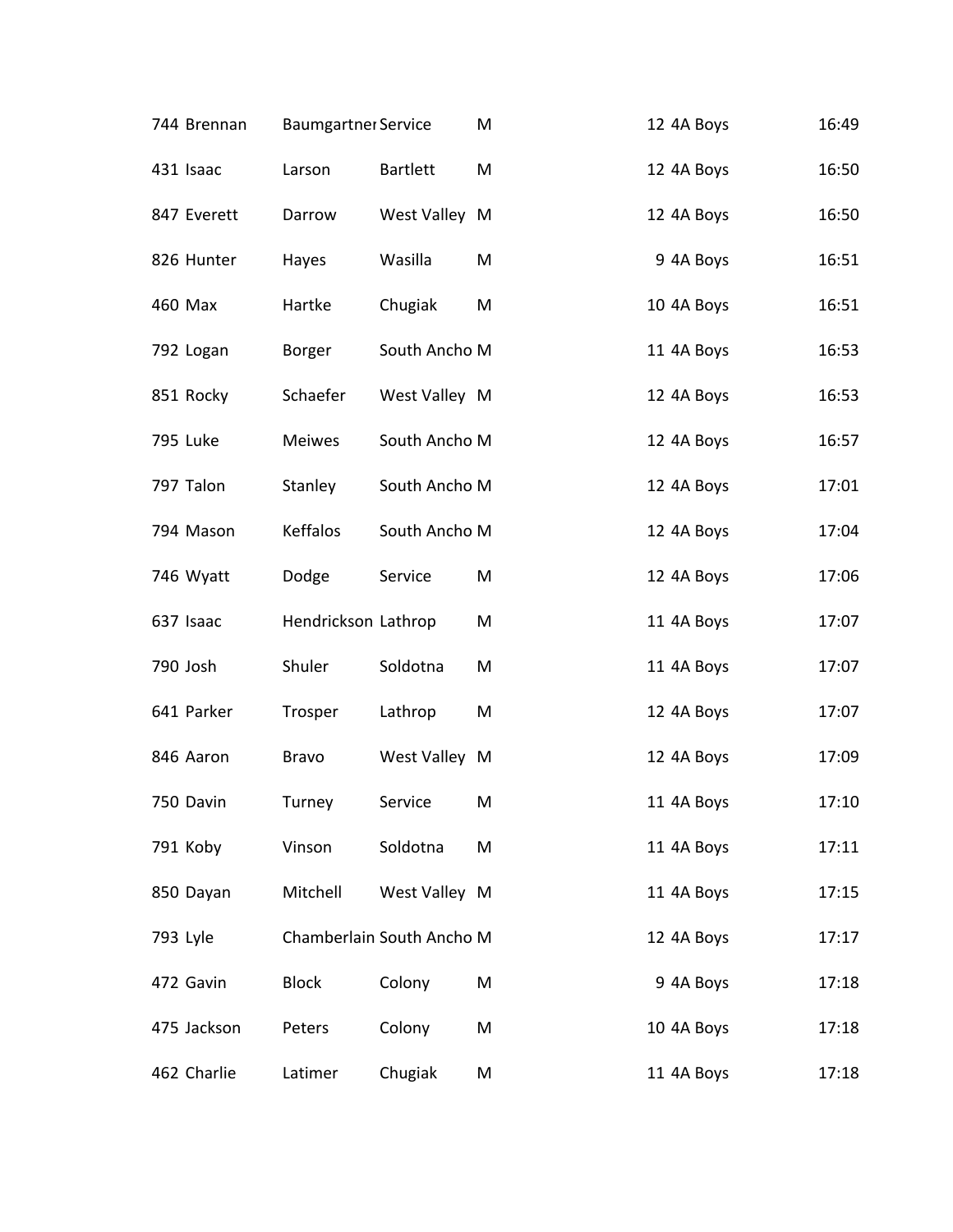| | | | | | | | |
|---|---|---|---|---|---|---|---|
| 744 | Brennan | Baumgartner | Service | M | 12 | 4A Boys | 16:49 |
| 431 | Isaac | Larson | Bartlett | M | 12 | 4A Boys | 16:50 |
| 847 | Everett | Darrow | West Valley | M | 12 | 4A Boys | 16:50 |
| 826 | Hunter | Hayes | Wasilla | M | 9 | 4A Boys | 16:51 |
| 460 | Max | Hartke | Chugiak | M | 10 | 4A Boys | 16:51 |
| 792 | Logan | Borger | South Ancho | M | 11 | 4A Boys | 16:53 |
| 851 | Rocky | Schaefer | West Valley | M | 12 | 4A Boys | 16:53 |
| 795 | Luke | Meiwes | South Ancho | M | 12 | 4A Boys | 16:57 |
| 797 | Talon | Stanley | South Ancho | M | 12 | 4A Boys | 17:01 |
| 794 | Mason | Keffalos | South Ancho | M | 12 | 4A Boys | 17:04 |
| 746 | Wyatt | Dodge | Service | M | 12 | 4A Boys | 17:06 |
| 637 | Isaac | Hendrickson | Lathrop | M | 11 | 4A Boys | 17:07 |
| 790 | Josh | Shuler | Soldotna | M | 11 | 4A Boys | 17:07 |
| 641 | Parker | Trosper | Lathrop | M | 12 | 4A Boys | 17:07 |
| 846 | Aaron | Bravo | West Valley | M | 12 | 4A Boys | 17:09 |
| 750 | Davin | Turney | Service | M | 11 | 4A Boys | 17:10 |
| 791 | Koby | Vinson | Soldotna | M | 11 | 4A Boys | 17:11 |
| 850 | Dayan | Mitchell | West Valley | M | 11 | 4A Boys | 17:15 |
| 793 | Lyle | Chamberlain | South Ancho | M | 12 | 4A Boys | 17:17 |
| 472 | Gavin | Block | Colony | M | 9 | 4A Boys | 17:18 |
| 475 | Jackson | Peters | Colony | M | 10 | 4A Boys | 17:18 |
| 462 | Charlie | Latimer | Chugiak | M | 11 | 4A Boys | 17:18 |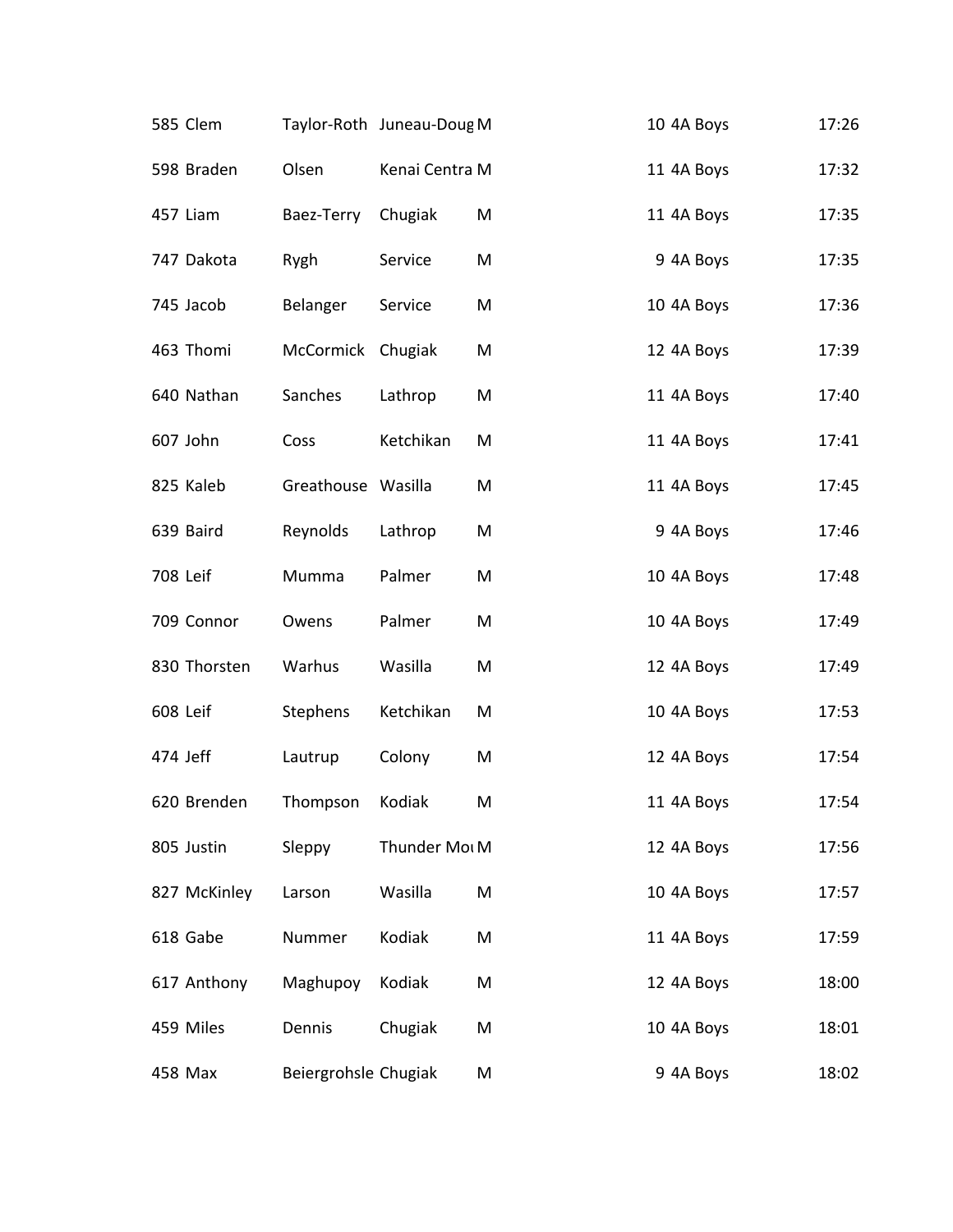| | | | | | | | |
|---|---|---|---|---|---|---|---|
| 585 | Clem | Taylor-Roth | Juneau-Doug | M | 10 | 4A Boys | 17:26 |
| 598 | Braden | Olsen | Kenai Centra | M | 11 | 4A Boys | 17:32 |
| 457 | Liam | Baez-Terry | Chugiak | M | 11 | 4A Boys | 17:35 |
| 747 | Dakota | Rygh | Service | M | 9 | 4A Boys | 17:35 |
| 745 | Jacob | Belanger | Service | M | 10 | 4A Boys | 17:36 |
| 463 | Thomi | McCormick | Chugiak | M | 12 | 4A Boys | 17:39 |
| 640 | Nathan | Sanches | Lathrop | M | 11 | 4A Boys | 17:40 |
| 607 | John | Coss | Ketchikan | M | 11 | 4A Boys | 17:41 |
| 825 | Kaleb | Greathouse | Wasilla | M | 11 | 4A Boys | 17:45 |
| 639 | Baird | Reynolds | Lathrop | M | 9 | 4A Boys | 17:46 |
| 708 | Leif | Mumma | Palmer | M | 10 | 4A Boys | 17:48 |
| 709 | Connor | Owens | Palmer | M | 10 | 4A Boys | 17:49 |
| 830 | Thorsten | Warhus | Wasilla | M | 12 | 4A Boys | 17:49 |
| 608 | Leif | Stephens | Ketchikan | M | 10 | 4A Boys | 17:53 |
| 474 | Jeff | Lautrup | Colony | M | 12 | 4A Boys | 17:54 |
| 620 | Brenden | Thompson | Kodiak | M | 11 | 4A Boys | 17:54 |
| 805 | Justin | Sleppy | Thunder Mou | M | 12 | 4A Boys | 17:56 |
| 827 | McKinley | Larson | Wasilla | M | 10 | 4A Boys | 17:57 |
| 618 | Gabe | Nummer | Kodiak | M | 11 | 4A Boys | 17:59 |
| 617 | Anthony | Maghupoy | Kodiak | M | 12 | 4A Boys | 18:00 |
| 459 | Miles | Dennis | Chugiak | M | 10 | 4A Boys | 18:01 |
| 458 | Max | Beiergrohsle | Chugiak | M | 9 | 4A Boys | 18:02 |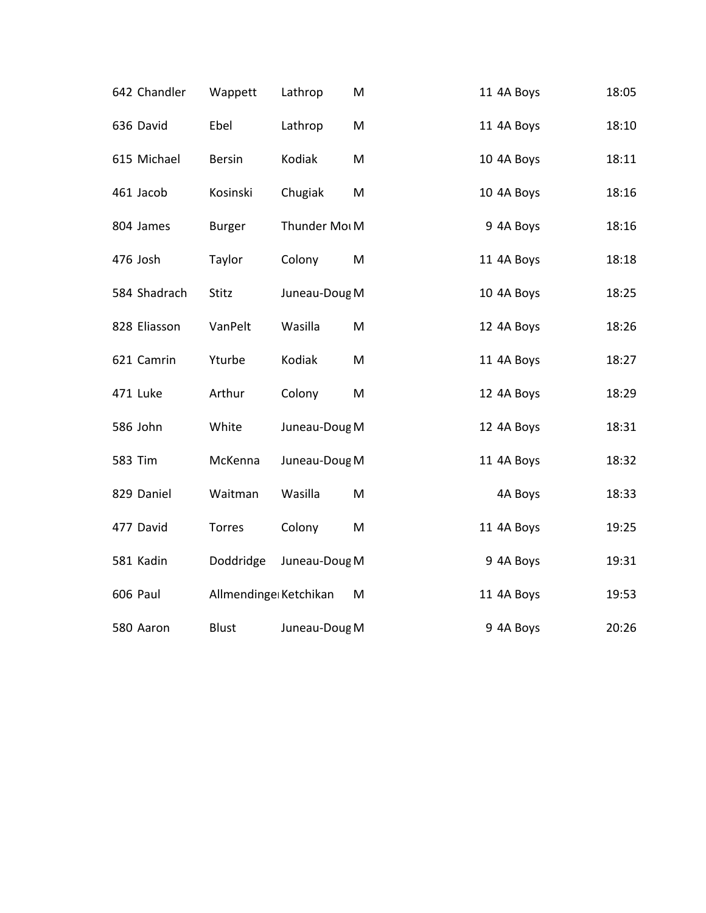| | | | | | | | | |
|---|---|---|---|---|---|---|---|---|
| 642 | Chandler | Wappett | Lathrop | M | 11 | 4A Boys | 18:05 |
| 636 | David | Ebel | Lathrop | M | 11 | 4A Boys | 18:10 |
| 615 | Michael | Bersin | Kodiak | M | 10 | 4A Boys | 18:11 |
| 461 | Jacob | Kosinski | Chugiak | M | 10 | 4A Boys | 18:16 |
| 804 | James | Burger | Thunder Mou | M | 9 | 4A Boys | 18:16 |
| 476 | Josh | Taylor | Colony | M | 11 | 4A Boys | 18:18 |
| 584 | Shadrach | Stitz | Juneau-Doug | M | 10 | 4A Boys | 18:25 |
| 828 | Eliasson | VanPelt | Wasilla | M | 12 | 4A Boys | 18:26 |
| 621 | Camrin | Yturbe | Kodiak | M | 11 | 4A Boys | 18:27 |
| 471 | Luke | Arthur | Colony | M | 12 | 4A Boys | 18:29 |
| 586 | John | White | Juneau-Doug | M | 12 | 4A Boys | 18:31 |
| 583 | Tim | McKenna | Juneau-Doug | M | 11 | 4A Boys | 18:32 |
| 829 | Daniel | Waitman | Wasilla | M | | 4A Boys | 18:33 |
| 477 | David | Torres | Colony | M | 11 | 4A Boys | 19:25 |
| 581 | Kadin | Doddridge | Juneau-Doug | M | 9 | 4A Boys | 19:31 |
| 606 | Paul | Allmendinger | Ketchikan | M | 11 | 4A Boys | 19:53 |
| 580 | Aaron | Blust | Juneau-Doug | M | 9 | 4A Boys | 20:26 |